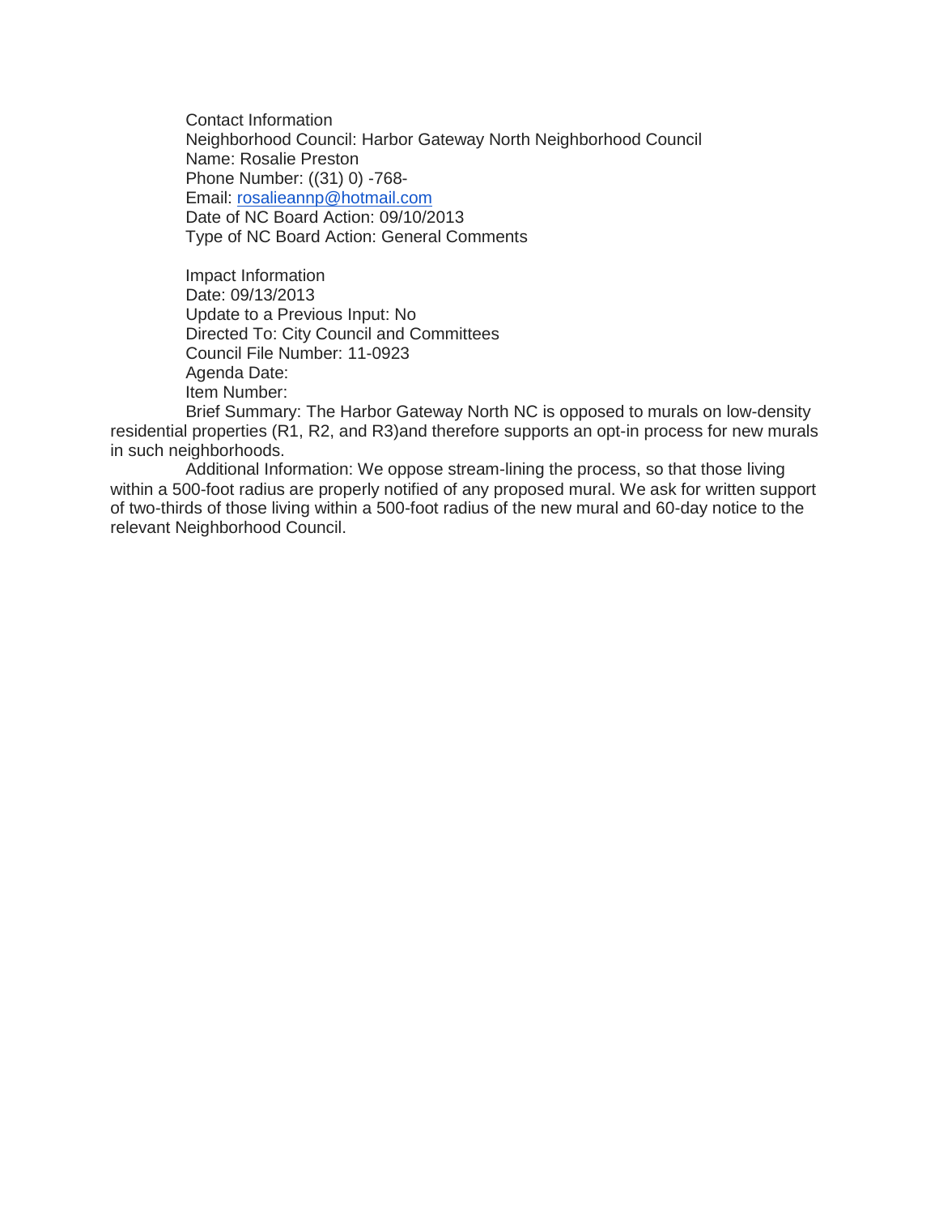Contact Information
Neighborhood Council: Harbor Gateway North Neighborhood Council
Name: Rosalie Preston
Phone Number: ((31) 0) -768-
Email: rosalieannp@hotmail.com
Date of NC Board Action: 09/10/2013
Type of NC Board Action: General Comments

Impact Information
Date: 09/13/2013
Update to a Previous Input: No
Directed To: City Council and Committees
Council File Number: 11-0923
Agenda Date:
Item Number:
Brief Summary: The Harbor Gateway North NC is opposed to murals on low-density residential properties (R1, R2, and R3)and therefore supports an opt-in process for new murals in such neighborhoods.
Additional Information: We oppose stream-lining the process, so that those living within a 500-foot radius are properly notified of any proposed mural. We ask for written support of two-thirds of those living within a 500-foot radius of the new mural and 60-day notice to the relevant Neighborhood Council.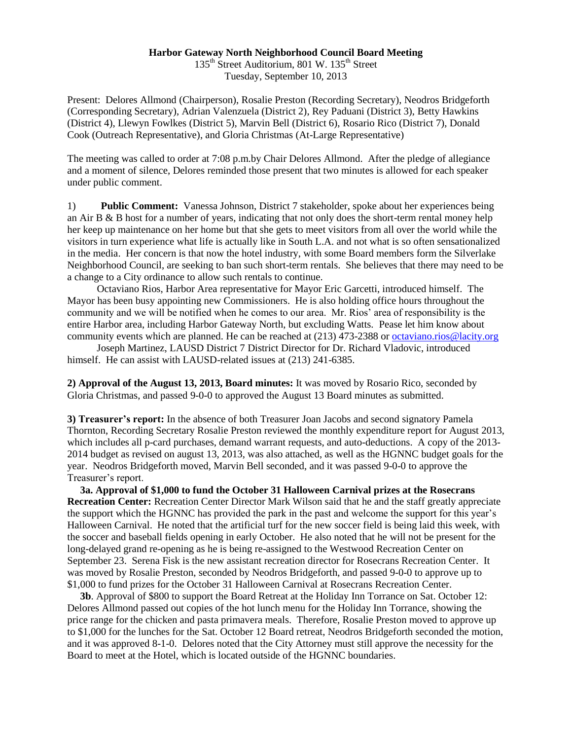**Harbor Gateway North Neighborhood Council Board Meeting**

135th Street Auditorium, 801 W. 135th Street
Tuesday, September 10, 2013

Present: Delores Allmond (Chairperson), Rosalie Preston (Recording Secretary), Neodros Bridgeforth (Corresponding Secretary), Adrian Valenzuela (District 2), Rey Paduani (District 3), Betty Hawkins (District 4), Llewyn Fowlkes (District 5), Marvin Bell (District 6), Rosario Rico (District 7), Donald Cook (Outreach Representative), and Gloria Christmas (At-Large Representative)

The meeting was called to order at 7:08 p.m.by Chair Delores Allmond. After the pledge of allegiance and a moment of silence, Delores reminded those present that two minutes is allowed for each speaker under public comment.

1) **Public Comment:** Vanessa Johnson, District 7 stakeholder, spoke about her experiences being an Air B & B host for a number of years, indicating that not only does the short-term rental money help her keep up maintenance on her home but that she gets to meet visitors from all over the world while the visitors in turn experience what life is actually like in South L.A. and not what is so often sensationalized in the media. Her concern is that now the hotel industry, with some Board members form the Silverlake Neighborhood Council, are seeking to ban such short-term rentals. She believes that there may need to be a change to a City ordinance to allow such rentals to continue.

Octaviano Rios, Harbor Area representative for Mayor Eric Garcetti, introduced himself. The Mayor has been busy appointing new Commissioners. He is also holding office hours throughout the community and we will be notified when he comes to our area. Mr. Rios' area of responsibility is the entire Harbor area, including Harbor Gateway North, but excluding Watts. Pease let him know about community events which are planned. He can be reached at (213) 473-2388 or octaviano.rios@lacity.org

Joseph Martinez, LAUSD District 7 District Director for Dr. Richard Vladovic, introduced himself. He can assist with LAUSD-related issues at (213) 241-6385.

**2) Approval of the August 13, 2013, Board minutes:** It was moved by Rosario Rico, seconded by Gloria Christmas, and passed 9-0-0 to approved the August 13 Board minutes as submitted.

**3) Treasurer's report:** In the absence of both Treasurer Joan Jacobs and second signatory Pamela Thornton, Recording Secretary Rosalie Preston reviewed the monthly expenditure report for August 2013, which includes all p-card purchases, demand warrant requests, and auto-deductions. A copy of the 2013-2014 budget as revised on august 13, 2013, was also attached, as well as the HGNNC budget goals for the year. Neodros Bridgeforth moved, Marvin Bell seconded, and it was passed 9-0-0 to approve the Treasurer's report.

**3a. Approval of $1,000 to fund the October 31 Halloween Carnival prizes at the Rosecrans Recreation Center:** Recreation Center Director Mark Wilson said that he and the staff greatly appreciate the support which the HGNNC has provided the park in the past and welcome the support for this year's Halloween Carnival. He noted that the artificial turf for the new soccer field is being laid this week, with the soccer and baseball fields opening in early October. He also noted that he will not be present for the long-delayed grand re-opening as he is being re-assigned to the Westwood Recreation Center on September 23. Serena Fisk is the new assistant recreation director for Rosecrans Recreation Center. It was moved by Rosalie Preston, seconded by Neodros Bridgeforth, and passed 9-0-0 to approve up to $1,000 to fund prizes for the October 31 Halloween Carnival at Rosecrans Recreation Center.

**3b**. Approval of $800 to support the Board Retreat at the Holiday Inn Torrance on Sat. October 12: Delores Allmond passed out copies of the hot lunch menu for the Holiday Inn Torrance, showing the price range for the chicken and pasta primavera meals. Therefore, Rosalie Preston moved to approve up to $1,000 for the lunches for the Sat. October 12 Board retreat, Neodros Bridgeforth seconded the motion, and it was approved 8-1-0. Delores noted that the City Attorney must still approve the necessity for the Board to meet at the Hotel, which is located outside of the HGNNC boundaries.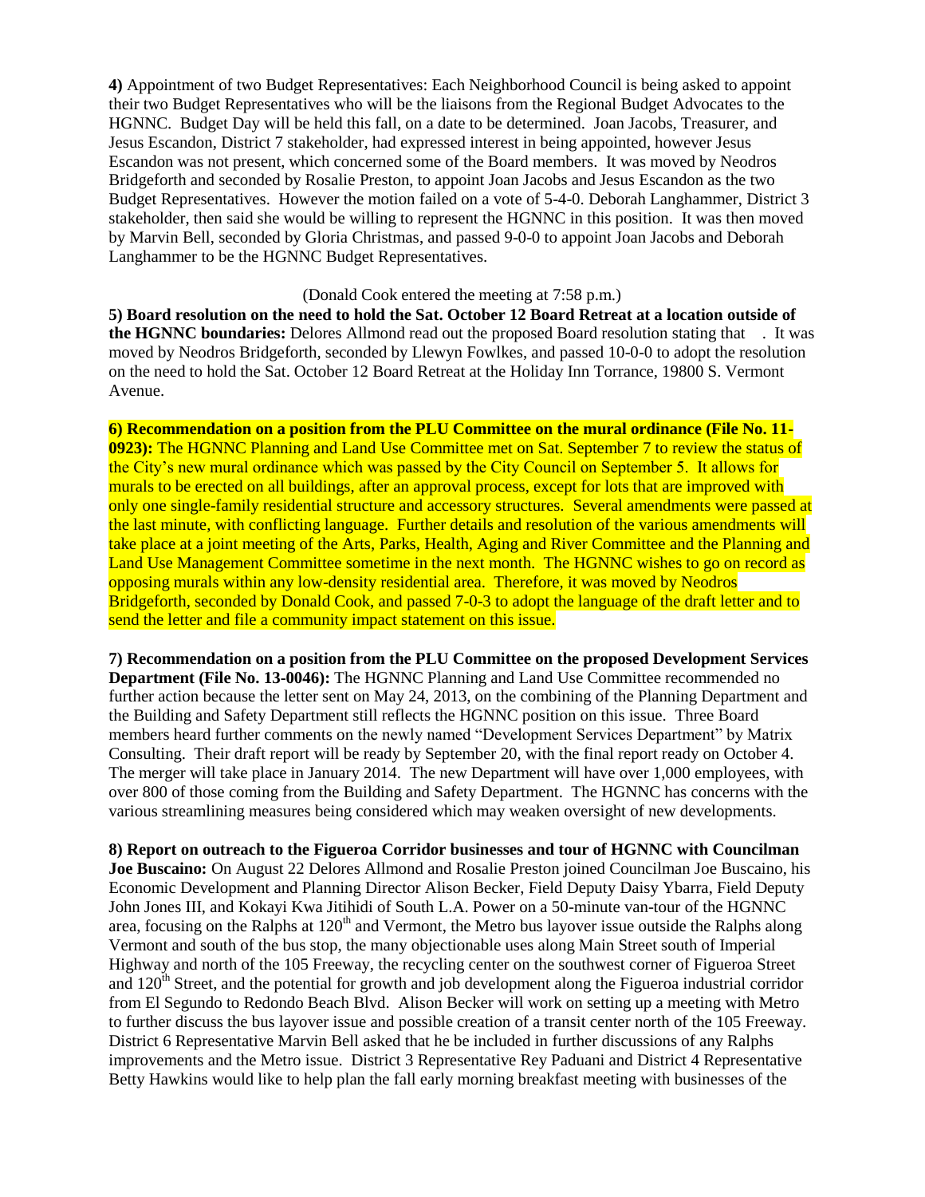**4)** Appointment of two Budget Representatives: Each Neighborhood Council is being asked to appoint their two Budget Representatives who will be the liaisons from the Regional Budget Advocates to the HGNNC. Budget Day will be held this fall, on a date to be determined. Joan Jacobs, Treasurer, and Jesus Escandon, District 7 stakeholder, had expressed interest in being appointed, however Jesus Escandon was not present, which concerned some of the Board members. It was moved by Neodros Bridgeforth and seconded by Rosalie Preston, to appoint Joan Jacobs and Jesus Escandon as the two Budget Representatives. However the motion failed on a vote of 5-4-0. Deborah Langhammer, District 3 stakeholder, then said she would be willing to represent the HGNNC in this position. It was then moved by Marvin Bell, seconded by Gloria Christmas, and passed 9-0-0 to appoint Joan Jacobs and Deborah Langhammer to be the HGNNC Budget Representatives.

(Donald Cook entered the meeting at 7:58 p.m.)

**5) Board resolution on the need to hold the Sat. October 12 Board Retreat at a location outside of the HGNNC boundaries:** Delores Allmond read out the proposed Board resolution stating that . It was moved by Neodros Bridgeforth, seconded by Llewyn Fowlkes, and passed 10-0-0 to adopt the resolution on the need to hold the Sat. October 12 Board Retreat at the Holiday Inn Torrance, 19800 S. Vermont Avenue.

**6) Recommendation on a position from the PLU Committee on the mural ordinance (File No. 11-0923):** The HGNNC Planning and Land Use Committee met on Sat. September 7 to review the status of the City's new mural ordinance which was passed by the City Council on September 5. It allows for murals to be erected on all buildings, after an approval process, except for lots that are improved with only one single-family residential structure and accessory structures. Several amendments were passed at the last minute, with conflicting language. Further details and resolution of the various amendments will take place at a joint meeting of the Arts, Parks, Health, Aging and River Committee and the Planning and Land Use Management Committee sometime in the next month. The HGNNC wishes to go on record as opposing murals within any low-density residential area. Therefore, it was moved by Neodros Bridgeforth, seconded by Donald Cook, and passed 7-0-3 to adopt the language of the draft letter and to send the letter and file a community impact statement on this issue.

**7) Recommendation on a position from the PLU Committee on the proposed Development Services Department (File No. 13-0046):** The HGNNC Planning and Land Use Committee recommended no further action because the letter sent on May 24, 2013, on the combining of the Planning Department and the Building and Safety Department still reflects the HGNNC position on this issue. Three Board members heard further comments on the newly named "Development Services Department" by Matrix Consulting. Their draft report will be ready by September 20, with the final report ready on October 4. The merger will take place in January 2014. The new Department will have over 1,000 employees, with over 800 of those coming from the Building and Safety Department. The HGNNC has concerns with the various streamlining measures being considered which may weaken oversight of new developments.

**8) Report on outreach to the Figueroa Corridor businesses and tour of HGNNC with Councilman Joe Buscaino:** On August 22 Delores Allmond and Rosalie Preston joined Councilman Joe Buscaino, his Economic Development and Planning Director Alison Becker, Field Deputy Daisy Ybarra, Field Deputy John Jones III, and Kokayi Kwa Jitihidi of South L.A. Power on a 50-minute van-tour of the HGNNC area, focusing on the Ralphs at 120th and Vermont, the Metro bus layover issue outside the Ralphs along Vermont and south of the bus stop, the many objectionable uses along Main Street south of Imperial Highway and north of the 105 Freeway, the recycling center on the southwest corner of Figueroa Street and 120th Street, and the potential for growth and job development along the Figueroa industrial corridor from El Segundo to Redondo Beach Blvd. Alison Becker will work on setting up a meeting with Metro to further discuss the bus layover issue and possible creation of a transit center north of the 105 Freeway. District 6 Representative Marvin Bell asked that he be included in further discussions of any Ralphs improvements and the Metro issue. District 3 Representative Rey Paduani and District 4 Representative Betty Hawkins would like to help plan the fall early morning breakfast meeting with businesses of the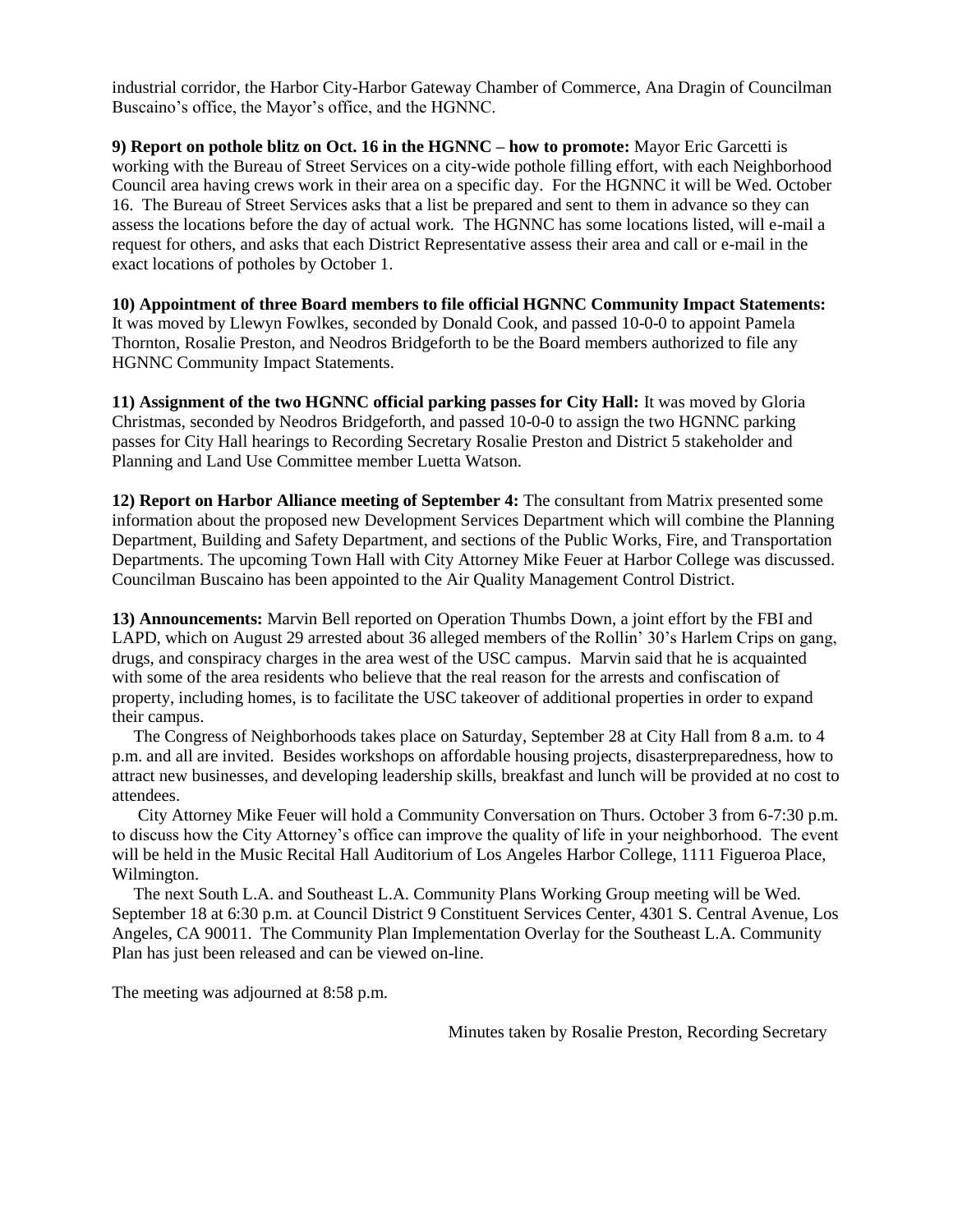industrial corridor, the Harbor City-Harbor Gateway Chamber of Commerce, Ana Dragin of Councilman Buscaino's office, the Mayor's office, and the HGNNC.

**9) Report on pothole blitz on Oct. 16 in the HGNNC – how to promote:** Mayor Eric Garcetti is working with the Bureau of Street Services on a city-wide pothole filling effort, with each Neighborhood Council area having crews work in their area on a specific day. For the HGNNC it will be Wed. October 16. The Bureau of Street Services asks that a list be prepared and sent to them in advance so they can assess the locations before the day of actual work. The HGNNC has some locations listed, will e-mail a request for others, and asks that each District Representative assess their area and call or e-mail in the exact locations of potholes by October 1.

**10) Appointment of three Board members to file official HGNNC Community Impact Statements:** It was moved by Llewyn Fowlkes, seconded by Donald Cook, and passed 10-0-0 to appoint Pamela Thornton, Rosalie Preston, and Neodros Bridgeforth to be the Board members authorized to file any HGNNC Community Impact Statements.

**11) Assignment of the two HGNNC official parking passes for City Hall:** It was moved by Gloria Christmas, seconded by Neodros Bridgeforth, and passed 10-0-0 to assign the two HGNNC parking passes for City Hall hearings to Recording Secretary Rosalie Preston and District 5 stakeholder and Planning and Land Use Committee member Luetta Watson.

**12) Report on Harbor Alliance meeting of September 4:** The consultant from Matrix presented some information about the proposed new Development Services Department which will combine the Planning Department, Building and Safety Department, and sections of the Public Works, Fire, and Transportation Departments. The upcoming Town Hall with City Attorney Mike Feuer at Harbor College was discussed. Councilman Buscaino has been appointed to the Air Quality Management Control District.

**13) Announcements:** Marvin Bell reported on Operation Thumbs Down, a joint effort by the FBI and LAPD, which on August 29 arrested about 36 alleged members of the Rollin' 30's Harlem Crips on gang, drugs, and conspiracy charges in the area west of the USC campus. Marvin said that he is acquainted with some of the area residents who believe that the real reason for the arrests and confiscation of property, including homes, is to facilitate the USC takeover of additional properties in order to expand their campus.

The Congress of Neighborhoods takes place on Saturday, September 28 at City Hall from 8 a.m. to 4 p.m. and all are invited. Besides workshops on affordable housing projects, disasterpreparedness, how to attract new businesses, and developing leadership skills, breakfast and lunch will be provided at no cost to attendees.

City Attorney Mike Feuer will hold a Community Conversation on Thurs. October 3 from 6-7:30 p.m. to discuss how the City Attorney's office can improve the quality of life in your neighborhood. The event will be held in the Music Recital Hall Auditorium of Los Angeles Harbor College, 1111 Figueroa Place, Wilmington.

The next South L.A. and Southeast L.A. Community Plans Working Group meeting will be Wed. September 18 at 6:30 p.m. at Council District 9 Constituent Services Center, 4301 S. Central Avenue, Los Angeles, CA 90011. The Community Plan Implementation Overlay for the Southeast L.A. Community Plan has just been released and can be viewed on-line.

The meeting was adjourned at 8:58 p.m.

Minutes taken by Rosalie Preston, Recording Secretary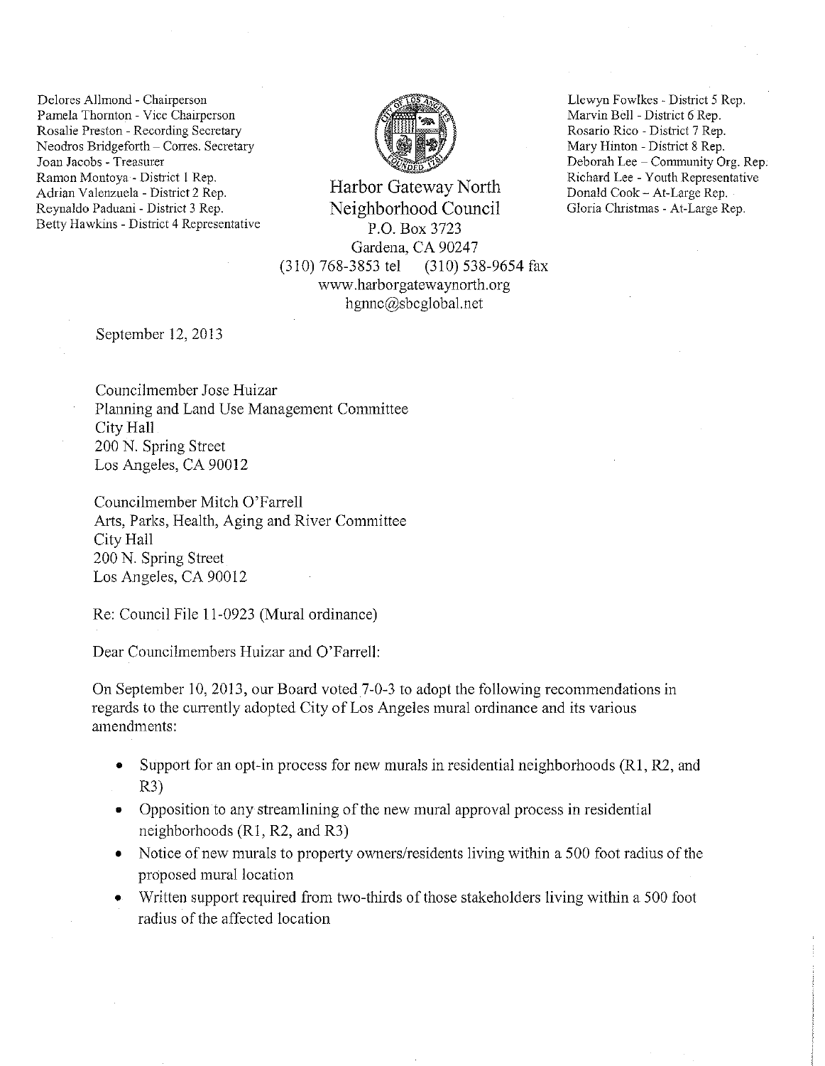Delores Allmond - Chairperson
Pamela Thornton - Vice Chairperson
Rosalie Preston - Recording Secretary
Neodros Bridgeforth – Corres. Secretary
Joan Jacobs - Treasurer
Ramon Montoya - District 1 Rep.
Adrian Valenzuela - District 2 Rep.
Reynaldo Paduani - District 3 Rep.
Betty Hawkins - District 4 Representative

Harbor Gateway North
Neighborhood Council
P.O. Box 3723
Gardena, CA 90247
(310) 768-3853 tel (310) 538-9654 fax
www.harborgatewaynorth.org
hgnnc@sbcglobal.net

Llewyn Fowlkes - District 5 Rep.
Marvin Bell - District 6 Rep.
Rosario Rico - District 7 Rep.
Mary Hinton - District 8 Rep.
Deborah Lee – Community Org. Rep.
Richard Lee - Youth Representative
Donald Cook – At-Large Rep.
Gloria Christmas - At-Large Rep.

September 12, 2013

Councilmember Jose Huizar
Planning and Land Use Management Committee
City Hall
200 N. Spring Street
Los Angeles, CA 90012

Councilmember Mitch O'Farrell
Arts, Parks, Health, Aging and River Committee
City Hall
200 N. Spring Street
Los Angeles, CA 90012

Re: Council File 11-0923 (Mural ordinance)

Dear Councilmembers Huizar and O'Farrell:

On September 10, 2013, our Board voted 7-0-3 to adopt the following recommendations in regards to the currently adopted City of Los Angeles mural ordinance and its various amendments:

- Support for an opt-in process for new murals in residential neighborhoods (R1, R2, and R3)
- Opposition to any streamlining of the new mural approval process in residential neighborhoods (R1, R2, and R3)
- Notice of new murals to property owners/residents living within a 500 foot radius of the proposed mural location
- Written support required from two-thirds of those stakeholders living within a 500 foot radius of the affected location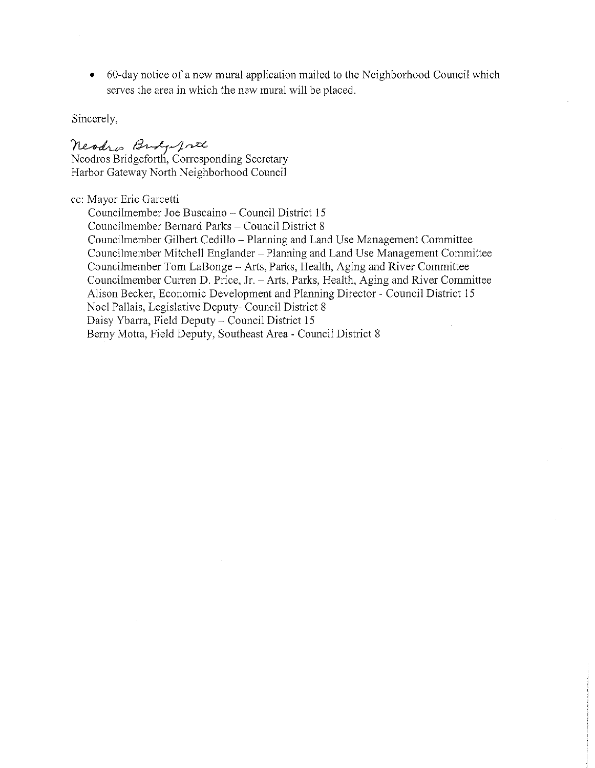- 60-day notice of a new mural application mailed to the Neighborhood Council which serves the area in which the new mural will be placed.

Sincerely,

Neodros Bridgeforth

Neodros Bridgeforth, Corresponding Secretary
Harbor Gateway North Neighborhood Council

cc: Mayor Eric Garcetti
Councilmember Joe Buscaino – Council District 15
Councilmember Bernard Parks – Council District 8
Councilmember Gilbert Cedillo – Planning and Land Use Management Committee
Councilmember Mitchell Englander – Planning and Land Use Management Committee
Councilmember Tom LaBonge – Arts, Parks, Health, Aging and River Committee
Councilmember Curren D. Price, Jr. – Arts, Parks, Health, Aging and River Committee
Alison Becker, Economic Development and Planning Director - Council District 15
Noel Pallais, Legislative Deputy- Council District 8
Daisy Ybarra, Field Deputy – Council District 15
Berny Motta, Field Deputy, Southeast Area - Council District 8